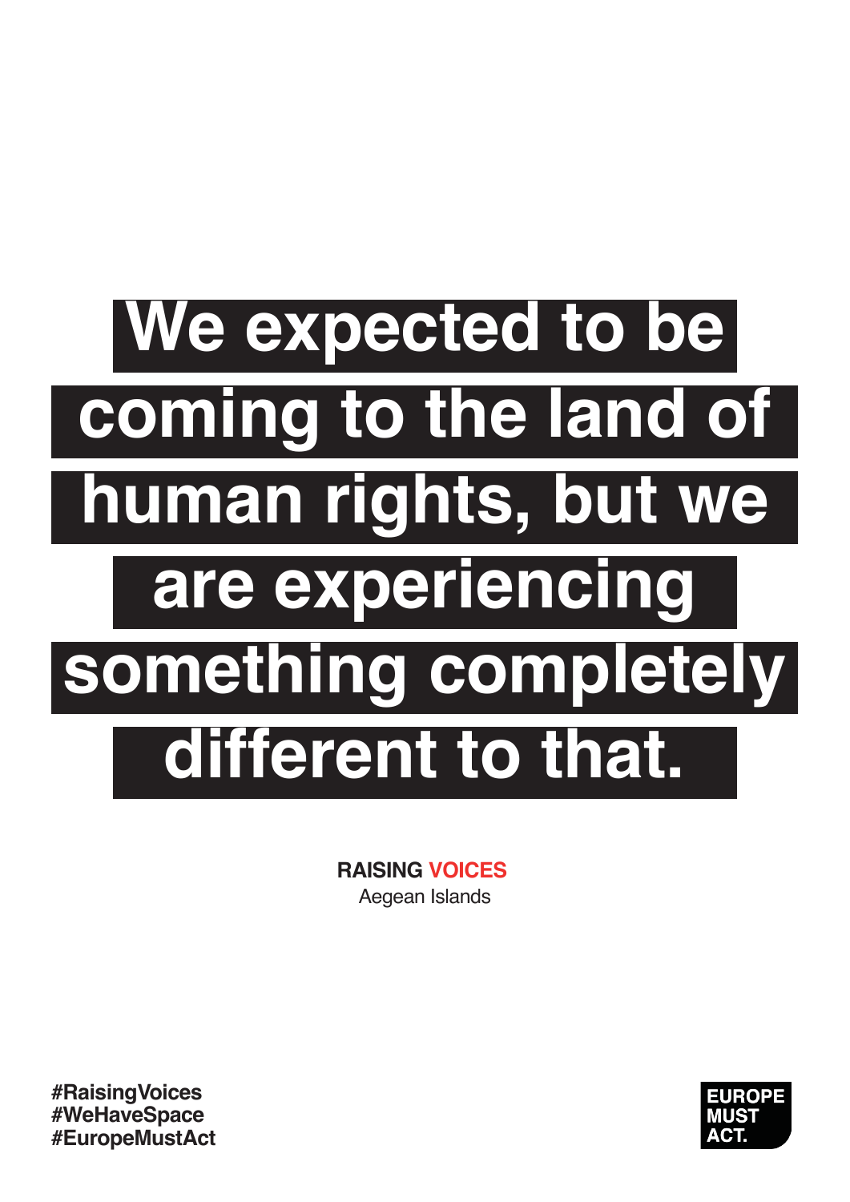# We expected to be coming to the land of human rights, but we are experiencing something completely different to that.

**RAISING VOICES**
Aegean Islands

**#RaisingVoices**
**#WeHaveSpace**
**#EuropeMustAct**

**EUROPE MUST ACT.**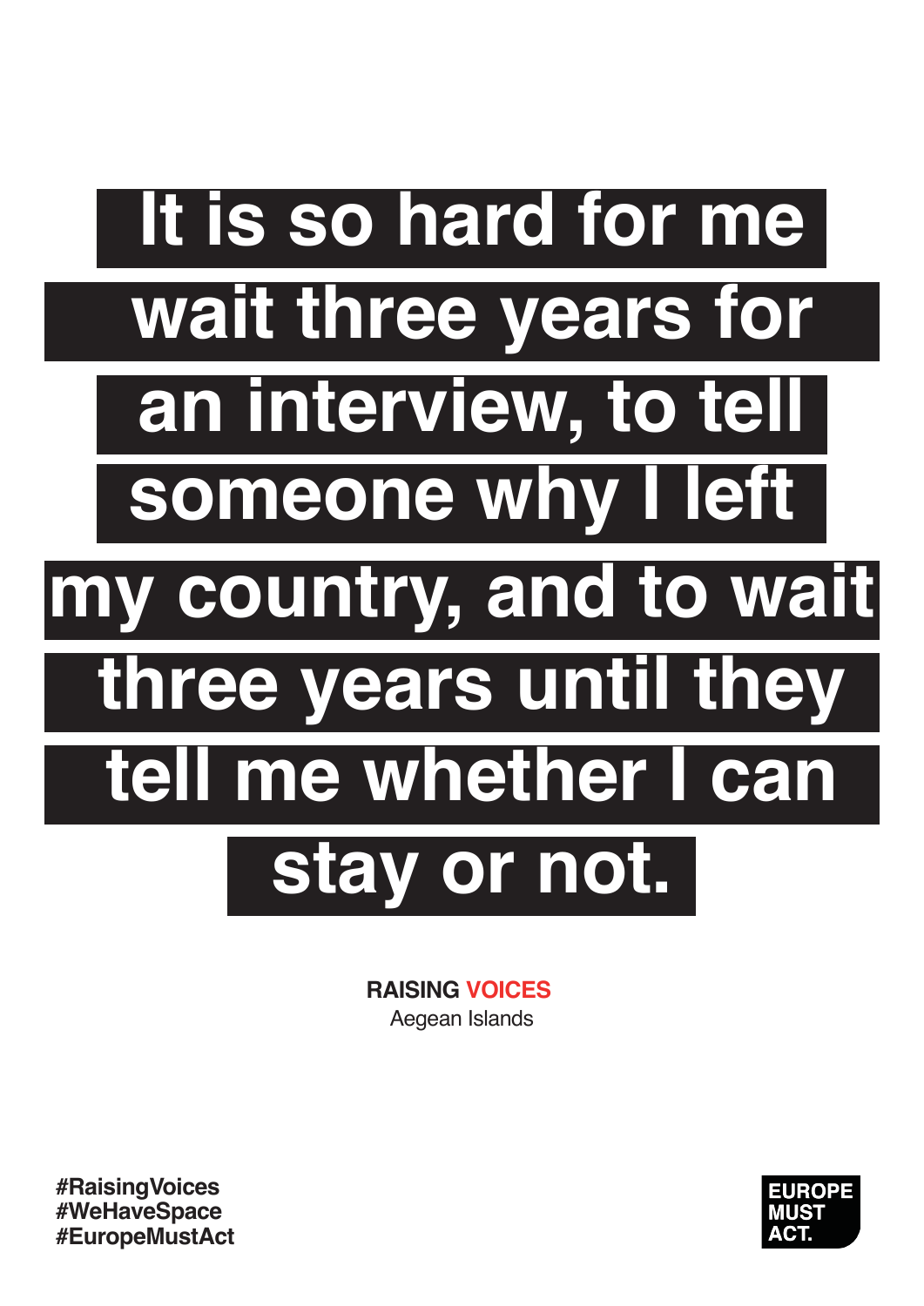# It is so hard for me wait three years for an interview, to tell someone why I left my country, and to wait three years until they tell me whether I can stay or not.

**RAISING VOICES**
Aegean Islands

#RaisingVoices
#WeHaveSpace
#EuropeMustAct

**EUROPE MUST ACT.**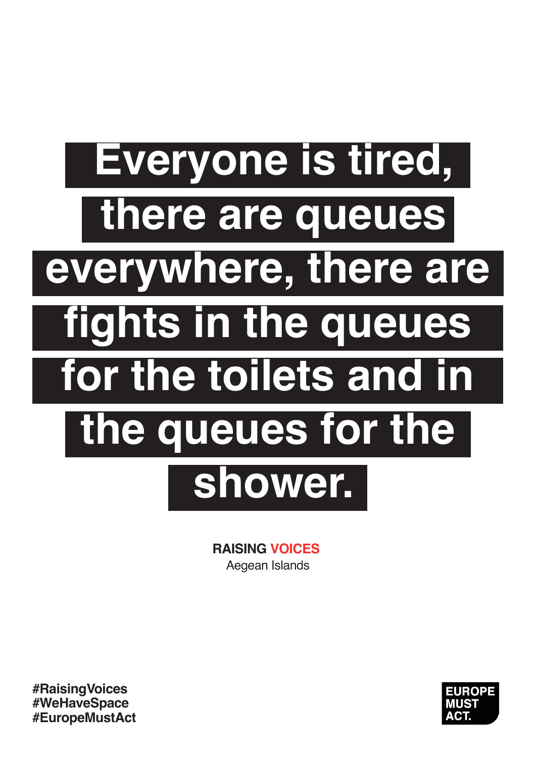# Everyone is tired, there are queues everywhere, there are fights in the queues for the toilets and in the queues for the shower.

**RAISING VOICES**
Aegean Islands

#RaisingVoices
#WeHaveSpace
#EuropeMustAct

EUROPE MUST ACT.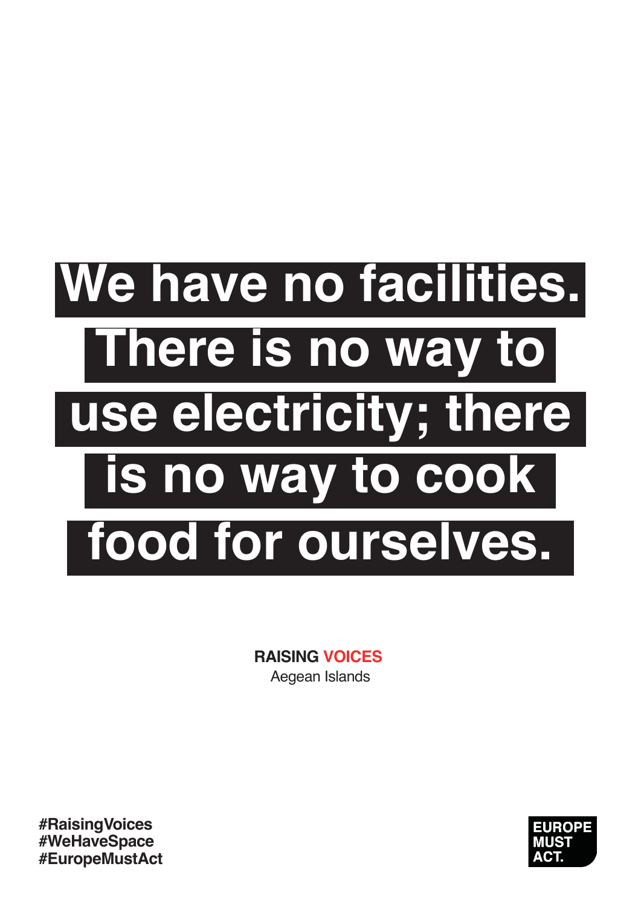# We have no facilities. There is no way to use electricity; there is no way to cook food for ourselves.

**RAISING VOICES**
Aegean Islands

**#RaisingVoices**
**#WeHaveSpace**
**#EuropeMustAct**

**EUROPE MUST ACT.**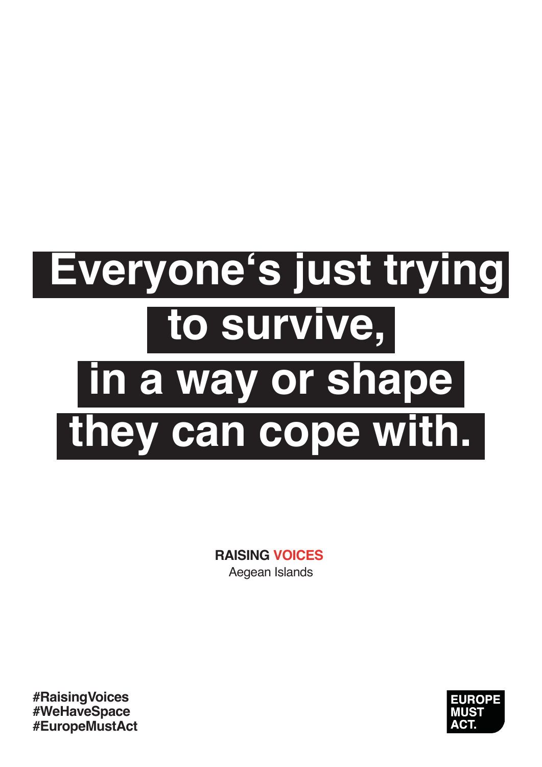# Everyone‘s just trying to survive, in a way or shape they can cope with.

**RAISING VOICES**
Aegean Islands

#RaisingVoices
#WeHaveSpace
#EuropeMustAct

EUROPE
MUST
ACT.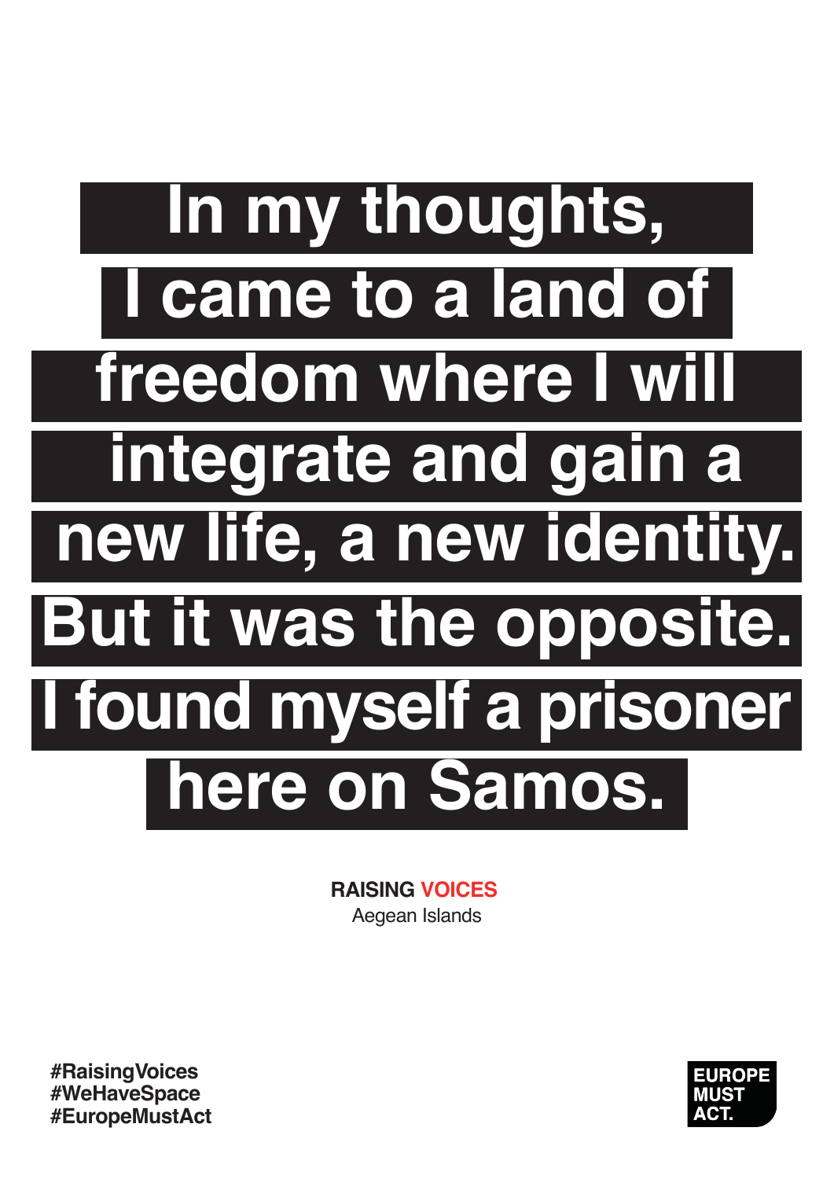# In my thoughts, I came to a land of freedom where I will integrate and gain a new life, a new identity. But it was the opposite. I found myself a prisoner here on Samos.

**RAISING VOICES**
Aegean Islands

#RaisingVoices
#WeHaveSpace
#EuropeMustAct

EUROPE MUST ACT.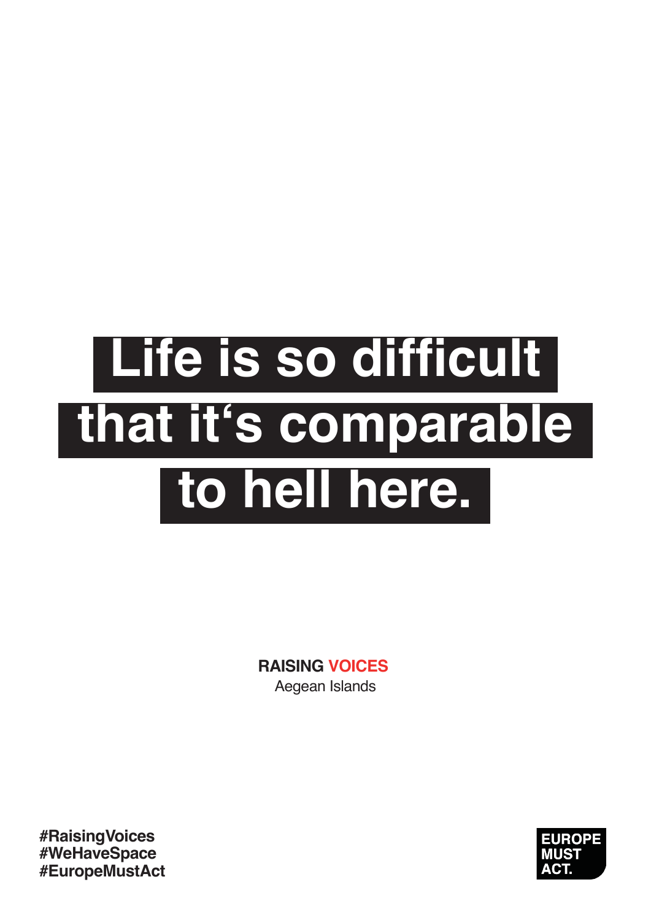# Life is so difficult that it‘s comparable to hell here.

**RAISING VOICES**
Aegean Islands

#RaisingVoices
#WeHaveSpace
#EuropeMustAct

EUROPE MUST ACT.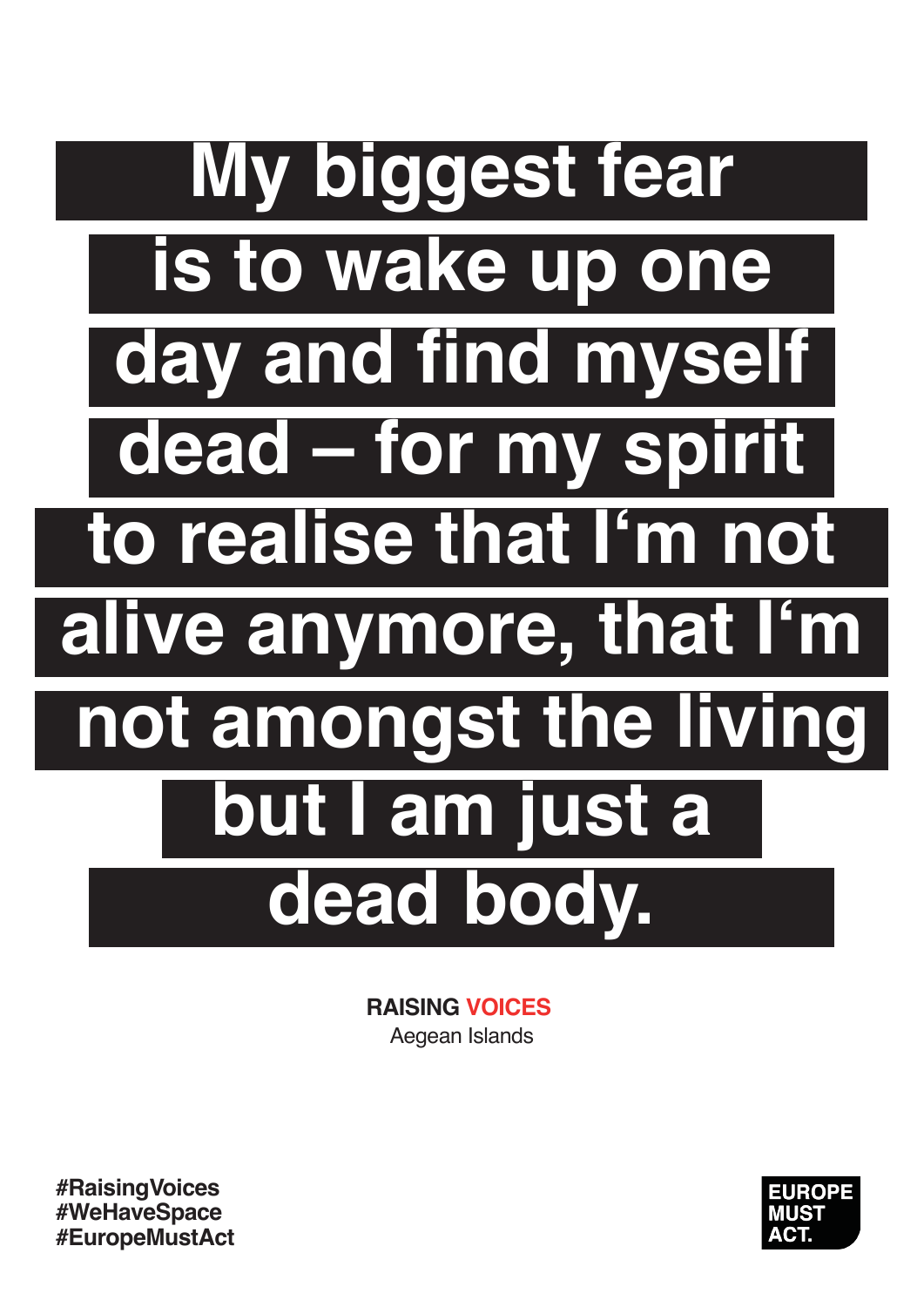# My biggest fear is to wake up one day and find myself dead – for my spirit to realise that I'm not alive anymore, that I'm not amongst the living but I am just a dead body.

**RAISING VOICES**
Aegean Islands

**#RaisingVoices**
**#WeHaveSpace**
**#EuropeMustAct**

**EUROPE MUST ACT.**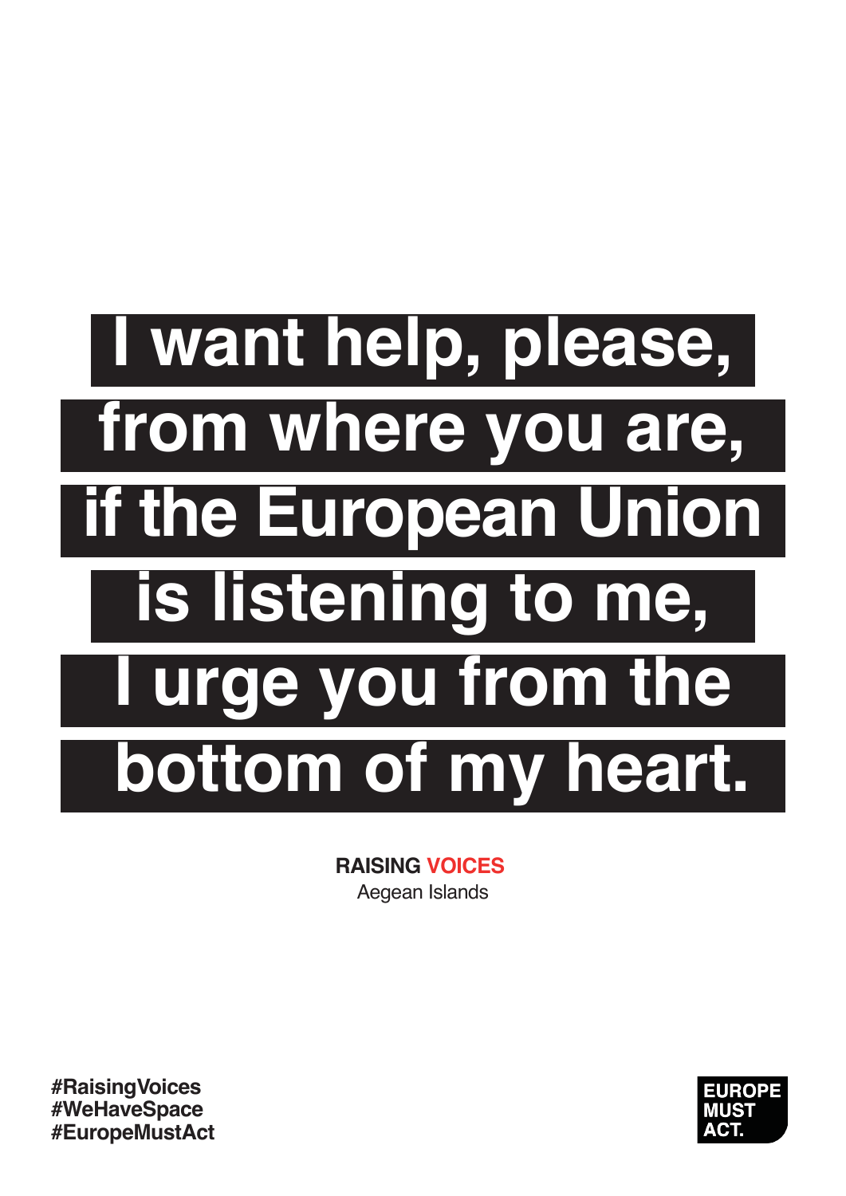# I want help, please, from where you are, if the European Union is listening to me, I urge you from the bottom of my heart.

**RAISING VOICES**
Aegean Islands

**#RaisingVoices**
**#WeHaveSpace**
**#EuropeMustAct**

**EUROPE MUST ACT.**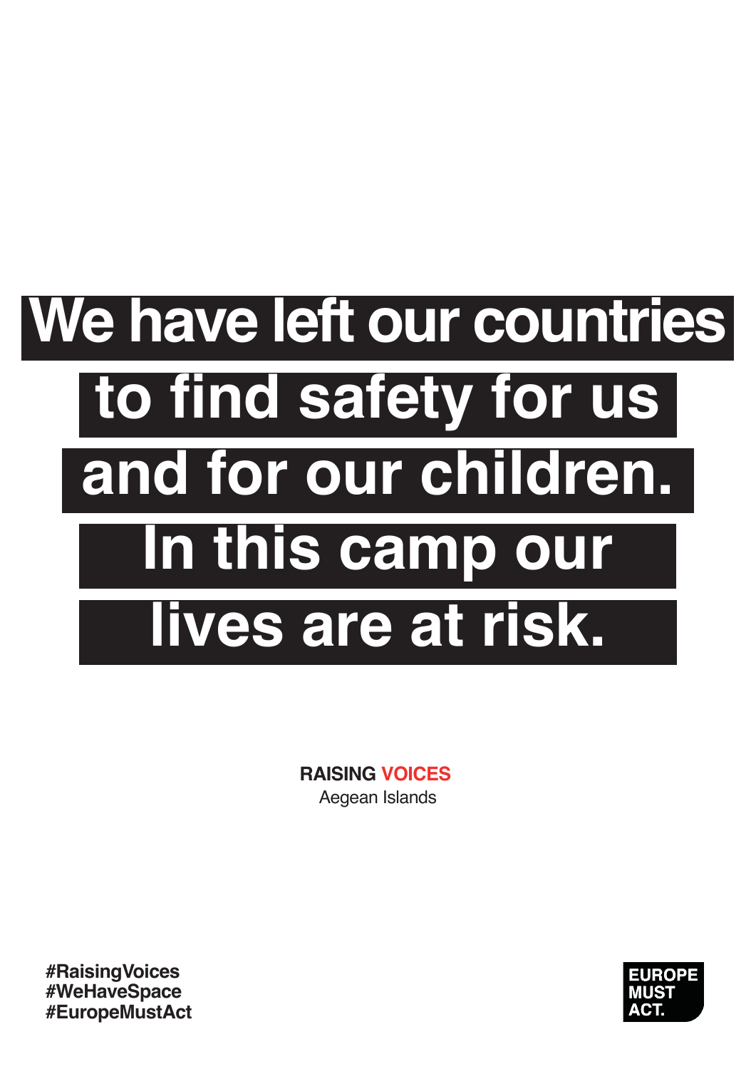# We have left our countries to find safety for us and for our children. In this camp our lives are at risk.

**RAISING VOICES**
Aegean Islands

**#RaisingVoices**
**#WeHaveSpace**
**#EuropeMustAct**

**EUROPE MUST ACT.**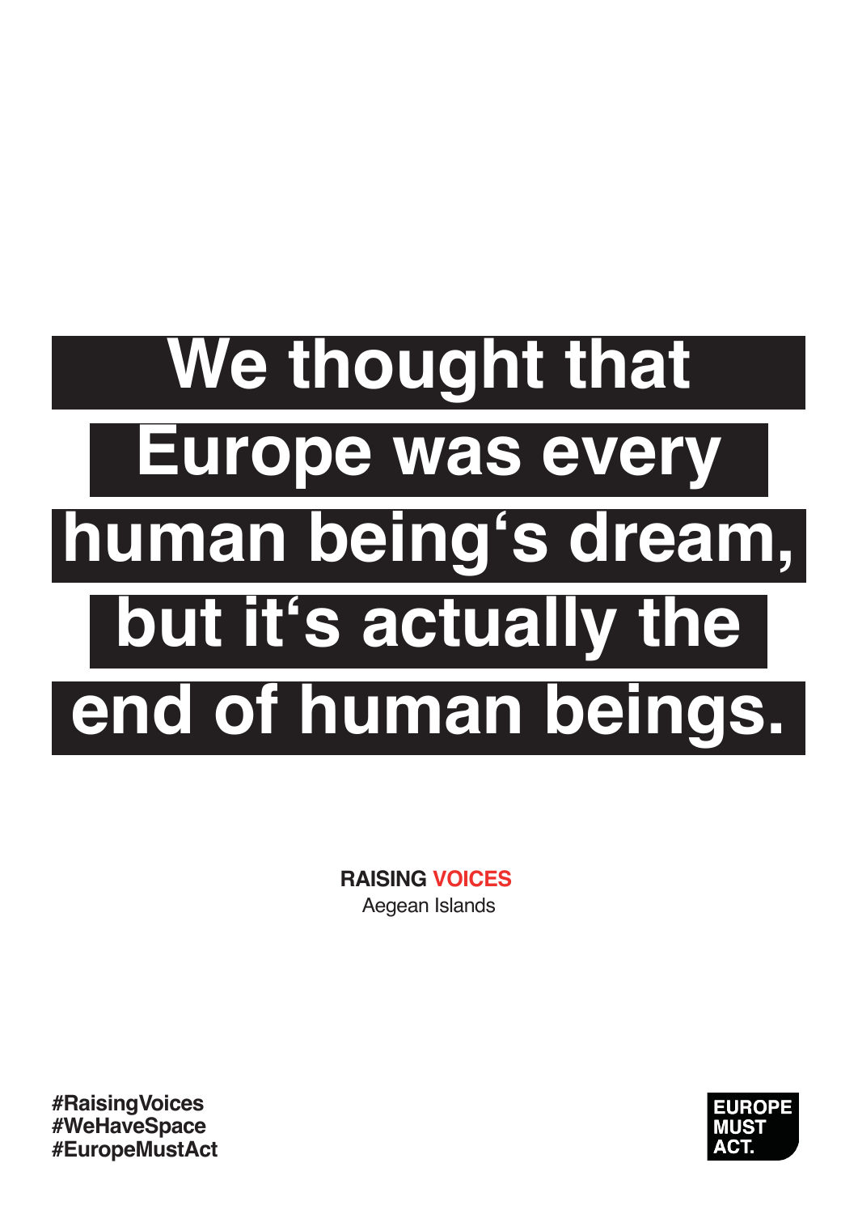# We thought that Europe was every human being‘s dream, but it‘s actually the end of human beings.

**RAISING VOICES**
Aegean Islands

**#RaisingVoices**
**#WeHaveSpace**
**#EuropeMustAct**

**EUROPE MUST ACT.**